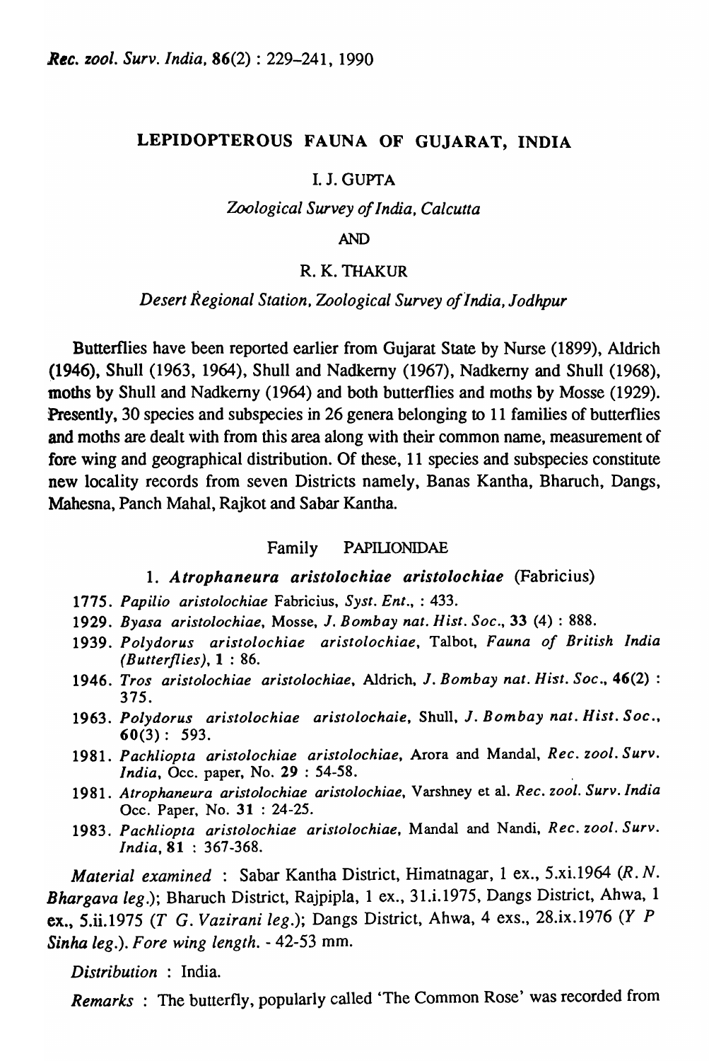# LEPIDOPTEROUS FAUNA OF GUJARAT, INDIA

I. J. GUPTA

*Zoological Survey of India, Calcutta*

AND

R. K. THAKUR

*Desert Regional Station, Zoological Survey of India, Jodhpur*

Butterflies have been reported earlier from Gujarat State by Nurse (1899), Aldrich (1946), Shull (1963, 1964), Shull and Nadkerny (1967), Nadkerny and Shull (1968), moths by Shull and Nadkerny (1964) and both butterflies and moths by Mosse (1929). Presently, 30 species and subspecies in 26 genera belonging to 11 families of butterflies and moths are dealt with from this area along with their common name, measurement of fore wing and geographical distribution. Of these, 11 species and subspecies constitute new locality records from seven Districts namely, Banas Kantha, Bharuch, Dangs, Mahesna, Panch Mahal, Rajkot and Sabar Kantha.

## Family PAPILIONIDAE

### 1. *Atrophaneura aristolochiae aristolochiae* (Fabricius)

1775. *Papilio aristolochiae* Fabricius, *Syst. Ent.*, : 433.
1929. *Byasa aristolochiae*, Mosse, *J. Bombay nat. Hist. Soc.*, **33** (4) : 888.
1939. *Polydorus aristolochiae aristolochiae*, Talbot, *Fauna of British India (Butterflies)*, **1** : 86.
1946. *Tros aristolochiae aristolochiae*, Aldrich, *J. Bombay nat. Hist. Soc.*, **46**(2) : 375.
1963. *Polydorus aristolochiae aristolochaie*, Shull, *J. Bombay nat. Hist. Soc.*, **60**(3) : 593.
1981. *Pachliopta aristolochiae aristolochiae*, Arora and Mandal, *Rec. zool. Surv. India*, Occ. paper, No. **29** : 54-58.
1981. *Atrophaneura aristolochiae aristolochiae*, Varshney et al. *Rec. zool. Surv. India* Occ. Paper, No. **31** : 24-25.
1983. *Pachliopta aristolochiae aristolochiae*, Mandal and Nandi, *Rec. zool. Surv. India*, **81** : 367-368.

*Material examined* : Sabar Kantha District, Himatnagar, 1 ex., 5.xi.1964 (*R. N. Bhargava leg.*); Bharuch District, Rajpipla, 1 ex., 31.i.1975, Dangs District, Ahwa, 1 ex., 5.ii.1975 (*T G. Vazirani leg.*); Dangs District, Ahwa, 4 exs., 28.ix.1976 (*Y P Sinha leg.*). *Fore wing length*. - 42-53 mm.

*Distribution* : India.

*Remarks* : The butterfly, popularly called 'The Common Rose' was recorded from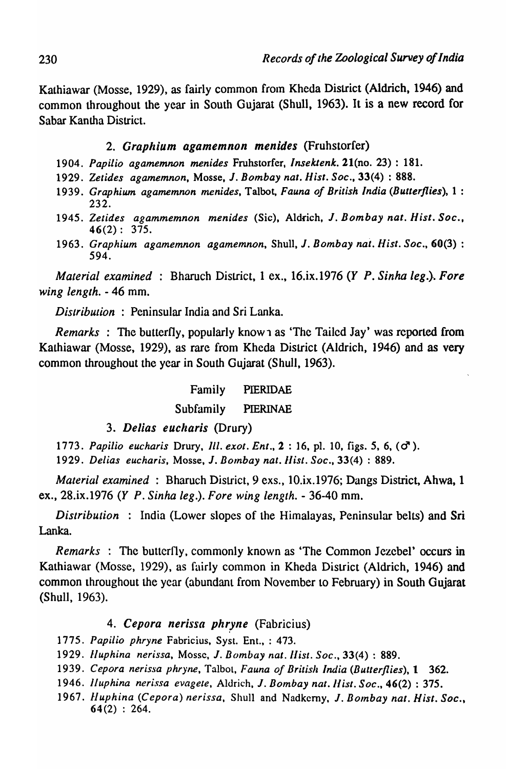Kathiawar (Mosse, 1929), as fairly common from Kheda District (Aldrich, 1946) and common throughout the year in South Gujarat (Shull, 1963). It is a new record for Sabar Kantha District.

### 2. *Graphium agamemnon menides* (Fruhstorfer)

1904. *Papilio agamemnon menides* Fruhstorfer, *Insektenk.* **21**(no. 23) : 181.

1929. *Zetides agamemnon*, Mosse, *J. Bombay nat. Hist. Soc.*, **33**(4) : 888.

1939. *Graphium agamemnon menides*, Talbot, *Fauna of British India (Butterflies)*, **1** : 232.

1945. *Zetides agammemnon menides* (Sic), Aldrich, *J. Bombay nat. Hist. Soc.*, **46**(2) : 375.

1963. *Graphium agamemnon agamemnon*, Shull, *J. Bombay nat. Hist. Soc.*, **60**(3) : 594.

*Material examined* : Bharuch District, 1 ex., 16.ix.1976 (*Y P. Sinha leg.*). *Fore wing length.* - 46 mm.

*Distribution* : Peninsular India and Sri Lanka.

*Remarks* : The butterfly, popularly known as 'The Tailed Jay' was reported from Kathiawar (Mosse, 1929), as rare from Kheda District (Aldrich, 1946) and as very common throughout the year in South Gujarat (Shull, 1963).

Family PIERIDAE

Subfamily PIERINAE

### 3. *Delias eucharis* (Drury)

1773. *Papilio eucharis* Drury, *Ill. exot. Ent.*, **2** : 16, pl. 10, figs. 5, 6, (♂).

1929. *Delias eucharis*, Mosse, *J. Bombay nat. Hist. Soc.*, **33**(4) : 889.

*Material examined* : Bharuch District, 9 exs., 10.ix.1976; Dangs District, Ahwa, 1 ex., 28.ix.1976 (*Y P. Sinha leg.*). *Fore wing length.* - 36-40 mm.

*Distribution* : India (Lower slopes of the Himalayas, Peninsular belts) and Sri Lanka.

*Remarks* : The butterfly, commonly known as 'The Common Jezebel' occurs in Kathiawar (Mosse, 1929), as fairly common in Kheda District (Aldrich, 1946) and common throughout the year (abundant from November to February) in South Gujarat (Shull, 1963).

### 4. *Cepora nerissa phryne* (Fabricius)

1775. *Papilio phryne* Fabricius, Syst. Ent., : 473.

1929. *Huphina nerissa*, Mosse, *J. Bombay nat. Hist. Soc.*, **33**(4) : 889.

1939. *Cepora nerissa phryne*, Talbot, *Fauna of British India (Butterflies)*, **1** 362.

1946. *Huphina nerissa evagete*, Aldrich, *J. Bombay nat. Hist. Soc.*, **46**(2) : 375.

1967. *Huphina (Cepora) nerissa*, Shull and Nadkerny, *J. Bombay nat. Hist. Soc.*, **64**(2) : 264.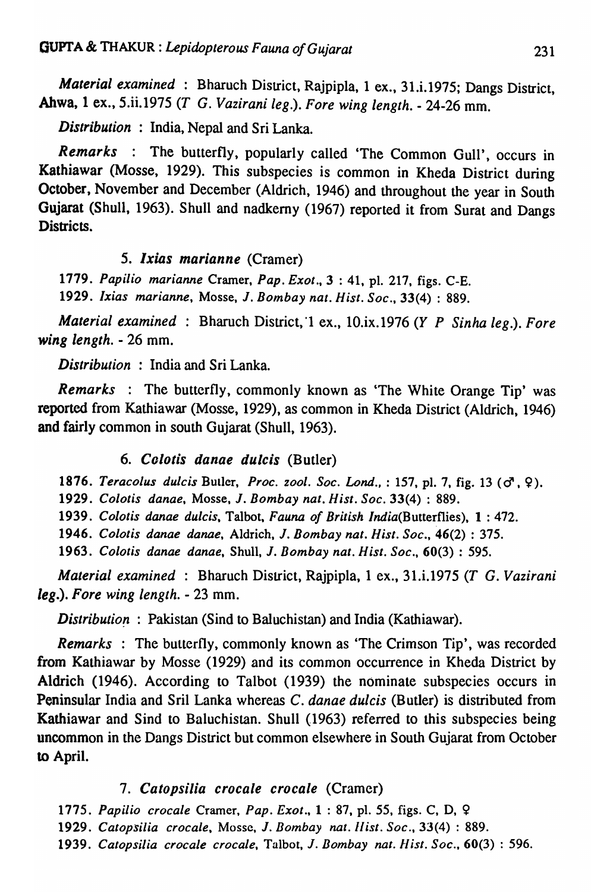*Material examined* : Bharuch District, Rajpipla, 1 ex., 31.i.1975; Dangs District, Ahwa, 1 ex., 5.ii.1975 (*T G. Vazirani leg.*). *Fore wing length.* - 24-26 mm.

*Distribution* : India, Nepal and Sri Lanka.

*Remarks* : The butterfly, popularly called 'The Common Gull', occurs in Kathiawar (Mosse, 1929). This subspecies is common in Kheda District during October, November and December (Aldrich, 1946) and throughout the year in South Gujarat (Shull, 1963). Shull and nadkerny (1967) reported it from Surat and Dangs Districts.

### 5. *Ixias marianne* (Cramer)

1779. *Papilio marianne* Cramer, *Pap. Exot.*, **3** : 41, pl. 217, figs. C-E.
1929. *Ixias marianne*, Mosse, *J. Bombay nat. Hist. Soc.*, **33**(4) : 889.

*Material examined* : Bharuch District, 1 ex., 10.ix.1976 (*Y P Sinha leg.*). *Fore wing length.* - 26 mm.

*Distribution* : India and Sri Lanka.

*Remarks* : The butterfly, commonly known as 'The White Orange Tip' was reported from Kathiawar (Mosse, 1929), as common in Kheda District (Aldrich, 1946) and fairly common in south Gujarat (Shull, 1963).

### 6. *Colotis danae dulcis* (Butler)

1876. *Teracolus dulcis* Butler, *Proc. zool. Soc. Lond.*, : 157, pl. 7, fig. 13 (♂, ♀).
1929. *Colotis danae*, Mosse, *J. Bombay nat. Hist. Soc.* **33**(4) : 889.
1939. *Colotis danae dulcis*, Talbot, *Fauna of British India*(Butterflies), **1** : 472.
1946. *Colotis danae danae*, Aldrich, *J. Bombay nat. Hist. Soc.*, **46**(2) : 375.
1963. *Colotis danae danae*, Shull, *J. Bombay nat. Hist. Soc.*, **60**(3) : 595.

*Material examined* : Bharuch District, Rajpipla, 1 ex., 31.i.1975 (*T G. Vazirani leg.*). *Fore wing length.* - 23 mm.

*Distribution* : Pakistan (Sind to Baluchistan) and India (Kathiawar).

*Remarks* : The butterfly, commonly known as 'The Crimson Tip', was recorded from Kathiawar by Mosse (1929) and its common occurrence in Kheda District by Aldrich (1946). According to Talbot (1939) the nominate subspecies occurs in Peninsular India and Sril Lanka whereas *C. danae dulcis* (Butler) is distributed from Kathiawar and Sind to Baluchistan. Shull (1963) referred to this subspecies being uncommon in the Dangs District but common elsewhere in South Gujarat from October to April.

### 7. *Catopsilia crocale crocale* (Cramer)

1775. *Papilio crocale* Cramer, *Pap. Exot.*, **1** : 87, pl. 55, figs. C, D, ♀
1929. *Catopsilia crocale*, Mosse, *J. Bombay nat. Hist. Soc.*, **33**(4) : 889.
1939. *Catopsilia crocale crocale*, Talbot, *J. Bombay nat. Hist. Soc.*, **60**(3) : 596.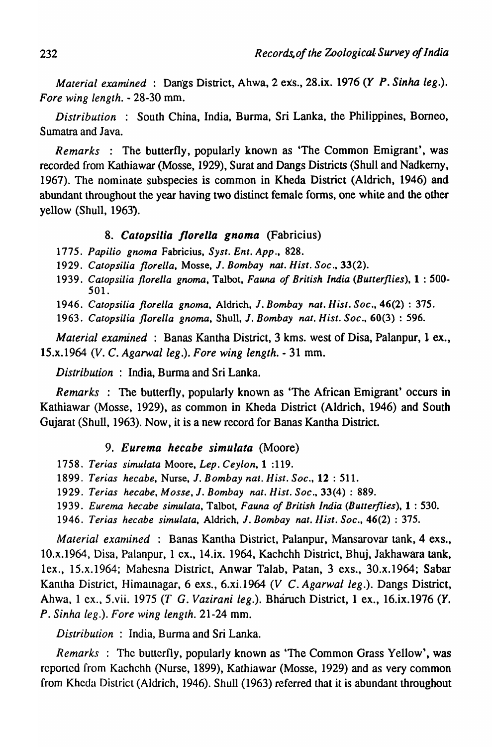*Material examined* : Dangs District, Ahwa, 2 exs., 28.ix. 1976 (*Y P. Sinha leg.*). *Fore wing length.* - 28-30 mm.

*Distribution* : South China, India, Burma, Sri Lanka, the Philippines, Borneo, Sumatra and Java.

*Remarks* : The butterfly, popularly known as 'The Common Emigrant', was recorded from Kathiawar (Mosse, 1929), Surat and Dangs Districts (Shull and Nadkerny, 1967). The nominate subspecies is common in Kheda District (Aldrich, 1946) and abundant throughout the year having two distinct female forms, one white and the other yellow (Shull, 1963).

### 8. *Catopsilia florella gnoma* (Fabricius)

1775. *Papilio gnoma* Fabricius, *Syst. Ent. App.*, 828.

1929. *Catopsilia florella*, Mosse, *J. Bombay nat. Hist. Soc.*, **33**(2).

1939. *Catopsilia florella gnoma*, Talbot, *Fauna of British India (Butterflies)*, **1** : 500-501.

1946. *Catopsilia florella gnoma*, Aldrich, *J. Bombay nat. Hist. Soc.*, **46**(2) : 375.

1963. *Catopsilia florella gnoma*, Shull, *J. Bombay nat. Hist. Soc.*, **60**(3) : 596.

*Material examined* : Banas Kantha District, 3 kms. west of Disa, Palanpur, 1 ex., 15.x.1964 (*V. C. Agarwal leg.*). *Fore wing length.* - 31 mm.

*Distribution* : India, Burma and Sri Lanka.

*Remarks* : The butterfly, popularly known as 'The African Emigrant' occurs in Kathiawar (Mosse, 1929), as common in Kheda District (Aldrich, 1946) and South Gujarat (Shull, 1963). Now, it is a new record for Banas Kantha District.

### 9. *Eurema hecabe simulata* (Moore)

1758. *Terias simulata* Moore, *Lep. Ceylon*, **1** :119.

1899. *Terias hecabe*, Nurse, *J. Bombay nat. Hist. Soc.*, **12** : 511.

1929. *Terias hecabe*, *Mosse*, *J. Bombay nat. Hist. Soc.*, **33**(4) : 889.

1939. *Eurema hecabe simulata*, Talbot, *Fauna of British India (Butterflies)*, **1** : 530.

1946. *Terias hecabe simulata*, Aldrich, *J. Bombay nat. Hist. Soc.*, **46**(2) : 375.

*Material examined* : Banas Kantha District, Palanpur, Mansarovar tank, 4 exs., 10.x.1964, Disa, Palanpur, 1 ex., 14.ix. 1964, Kachchh District, Bhuj, Jakhawara tank, 1ex., 15.x.1964; Mahesna District, Anwar Talab, Patan, 3 exs., 30.x.1964; Sabar Kantha District, Himatnagar, 6 exs., 6.xi.1964 (*V C. Agarwal leg.*). Dangs District, Ahwa, 1 ex., 5.vii. 1975 (*T G. Vazirani leg.*). Bháruch District, 1 ex., 16.ix.1976 (*Y. P. Sinha leg.*). *Fore wing length.* 21-24 mm.

*Distribution* : India, Burma and Sri Lanka.

*Remarks* : The butterfly, popularly known as 'The Common Grass Yellow', was reported from Kachchh (Nurse, 1899), Kathiawar (Mosse, 1929) and as very common from Kheda District (Aldrich, 1946). Shull (1963) referred that it is abundant throughout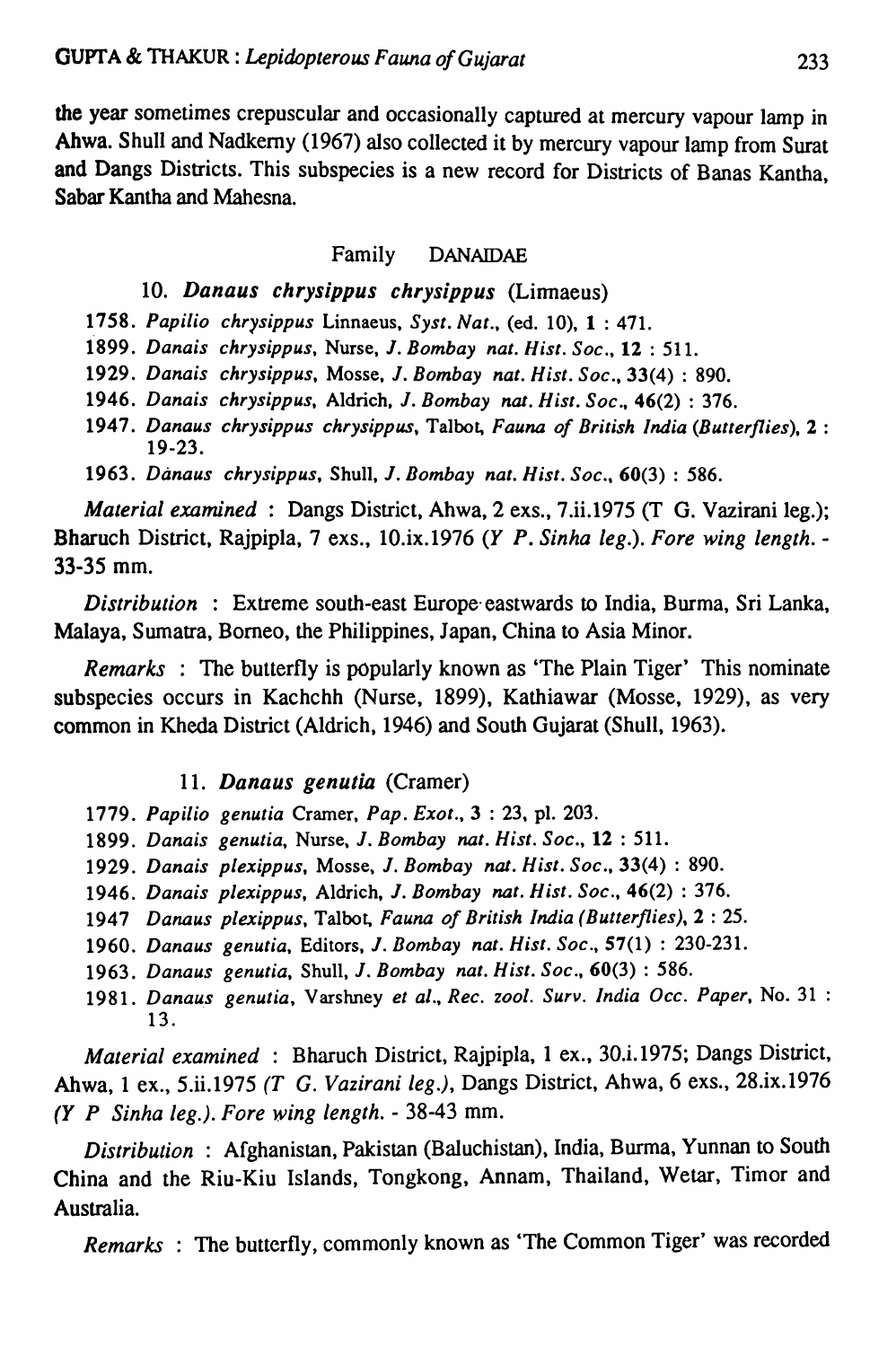the year sometimes crepuscular and occasionally captured at mercury vapour lamp in Ahwa. Shull and Nadkerny (1967) also collected it by mercury vapour lamp from Surat and Dangs Districts. This subspecies is a new record for Districts of Banas Kantha, Sabar Kantha and Mahesna.

## Family DANAIDAE

### 10. *Danaus chrysippus chrysippus* (Linnaeus)

1758. *Papilio chrysippus* Linnaeus, *Syst. Nat.*, (ed. 10), **1** : 471.
1899. *Danais chrysippus*, Nurse, *J. Bombay nat. Hist. Soc.*, **12** : 511.
1929. *Danais chrysippus*, Mosse, *J. Bombay nat. Hist. Soc.*, **33**(4) : 890.
1946. *Danais chrysippus*, Aldrich, *J. Bombay nat. Hist. Soc.*, **46**(2) : 376.
1947. *Danaus chrysippus chrysippus*, Talbot, *Fauna of British India (Butterflies)*, **2** : 19-23.
1963. *Danaus chrysippus*, Shull, *J. Bombay nat. Hist. Soc.*, **60**(3) : 586.

*Material examined* : Dangs District, Ahwa, 2 exs., 7.ii.1975 (T G. Vazirani leg.); Bharuch District, Rajpipla, 7 exs., 10.ix.1976 (*Y P. Sinha leg.*). *Fore wing length.* - 33-35 mm.

*Distribution* : Extreme south-east Europe eastwards to India, Burma, Sri Lanka, Malaya, Sumatra, Borneo, the Philippines, Japan, China to Asia Minor.

*Remarks* : The butterfly is popularly known as 'The Plain Tiger' This nominate subspecies occurs in Kachchh (Nurse, 1899), Kathiawar (Mosse, 1929), as very common in Kheda District (Aldrich, 1946) and South Gujarat (Shull, 1963).

### 11. *Danaus genutia* (Cramer)

1779. *Papilio genutia* Cramer, *Pap. Exot.*, **3** : 23, pl. 203.
1899. *Danais genutia*, Nurse, *J. Bombay nat. Hist. Soc.*, **12** : 511.
1929. *Danais plexippus*, Mosse, *J. Bombay nat. Hist. Soc.*, **33**(4) : 890.
1946. *Danais plexippus*, Aldrich, *J. Bombay nat. Hist. Soc.*, **46**(2) : 376.
1947 *Danaus plexippus*, Talbot, *Fauna of British India (Butterflies)*, **2** : 25.
1960. *Danaus genutia*, Editors, *J. Bombay nat. Hist. Soc.*, **57**(1) : 230-231.
1963. *Danaus genutia*, Shull, *J. Bombay nat. Hist. Soc.*, **60**(3) : 586.
1981. *Danaus genutia*, Varshney *et al.*, *Rec. zool. Surv. India Occ. Paper*, No. 31 : 13.

*Material examined* : Bharuch District, Rajpipla, 1 ex., 30.i.1975; Dangs District, Ahwa, 1 ex., 5.ii.1975 *(T G. Vazirani leg.)*, Dangs District, Ahwa, 6 exs., 28.ix.1976 *(Y P Sinha leg.)*. *Fore wing length.* - 38-43 mm.

*Distribution* : Afghanistan, Pakistan (Baluchistan), India, Burma, Yunnan to South China and the Riu-Kiu Islands, Tongkong, Annam, Thailand, Wetar, Timor and Australia.

*Remarks* : The butterfly, commonly known as 'The Common Tiger' was recorded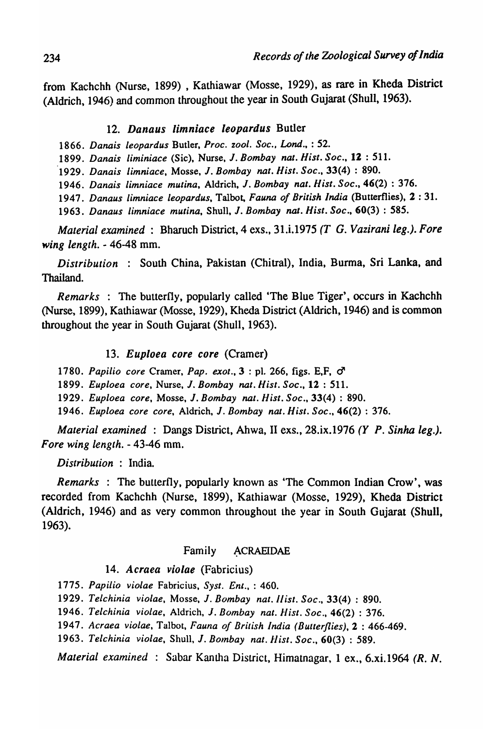from Kachchh (Nurse, 1899) , Kathiawar (Mosse, 1929), as rare in Kheda District (Aldrich, 1946) and common throughout the year in South Gujarat (Shull, 1963).

### 12. *Danaus limniace leopardus* Butler

1866. *Danais leopardus* Butler, *Proc. zool. Soc., Lond.*, : 52.
1899. *Danais liminiace* (Sic), Nurse, *J. Bombay nat. Hist. Soc.*, **12** : 511.
1929. *Danais limniace*, Mosse, *J. Bombay nat. Hist. Soc.*, **33**(4) : 890.
1946. *Danais limniace mutina*, Aldrich, *J. Bombay nat. Hist. Soc.*, **46**(2) : 376.
1947. *Danaus limniace leopardus*, Talbot, *Fauna of British India* (Butterflies), **2** : 31.
1963. *Danaus limniace mutina*, Shull, *J. Bombay nat. Hist. Soc.*, **60**(3) : 585.

*Material examined* : Bharuch District, 4 exs., 31.i.1975 *(T G. Vazirani leg.)*. *Fore wing length.* - 46-48 mm.

*Distribution* : South China, Pakistan (Chitral), India, Burma, Sri Lanka, and Thailand.

*Remarks* : The butterfly, popularly called 'The Blue Tiger', occurs in Kachchh (Nurse, 1899), Kathiawar (Mosse, 1929), Kheda District (Aldrich, 1946) and is common throughout the year in South Gujarat (Shull, 1963).

### 13. *Euploea core core* (Cramer)

1780. *Papilio core* Cramer, *Pap. exot.*, **3** : pl. 266, figs. E,F, ♂
1899. *Euploea core*, Nurse, *J. Bombay nat. Hist. Soc.*, **12** : 511.
1929. *Euploea core*, Mosse, *J. Bombay nat. Hist. Soc.*, **33**(4) : 890.
1946. *Euploea core core*, Aldrich, *J. Bombay nat. Hist. Soc.*, **46**(2) : 376.

*Material examined* : Dangs District, Ahwa, II exs., 28.ix.1976 *(Y P. Sinha leg.)*. *Fore wing length.* - 43-46 mm.

*Distribution* : India.

*Remarks* : The butterfly, popularly known as 'The Common Indian Crow', was recorded from Kachchh (Nurse, 1899), Kathiawar (Mosse, 1929), Kheda District (Aldrich, 1946) and as very common throughout the year in South Gujarat (Shull, 1963).

## Family ACRAEIDAE

### 14. *Acraea violae* (Fabricius)

1775. *Papilio violae* Fabricius, *Syst. Ent.*, : 460.
1929. *Telchinia violae*, Mosse, *J. Bombay nat. Hist. Soc.*, **33**(4) : 890.
1946. *Telchinia violae*, Aldrich, *J. Bombay nat. Hist. Soc.*, **46**(2) : 376.
1947. *Acraea violae*, Talbot, *Fauna of British India (Butterflies)*, **2** : 466-469.
1963. *Telchinia violae*, Shull, *J. Bombay nat. Hist. Soc.*, **60**(3) : 589.

*Material examined* : Sabar Kantha District, Himatnagar, 1 ex., 6.xi.1964 *(R. N.*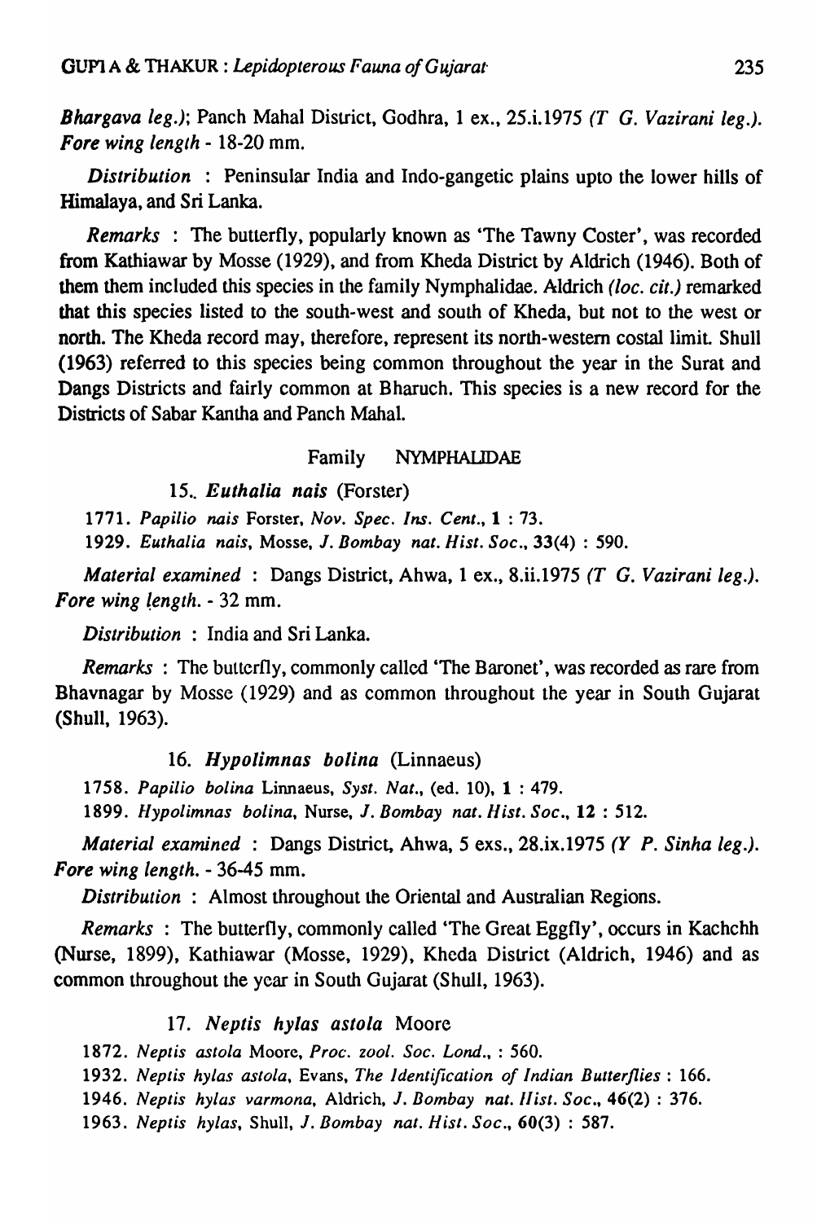*Bhargava leg.)*; Panch Mahal District, Godhra, 1 ex., 25.i.1975 *(T G. Vazirani leg.)*. *Fore wing length* - 18-20 mm.

*Distribution* : Peninsular India and Indo-gangetic plains upto the lower hills of Himalaya, and Sri Lanka.

*Remarks* : The butterfly, popularly known as 'The Tawny Coster', was recorded from Kathiawar by Mosse (1929), and from Kheda District by Aldrich (1946). Both of them them included this species in the family Nymphalidae. Aldrich *(loc. cit.)* remarked that this species listed to the south-west and south of Kheda, but not to the west or north. The Kheda record may, therefore, represent its north-western costal limit. Shull (1963) referred to this species being common throughout the year in the Surat and Dangs Districts and fairly common at Bharuch. This species is a new record for the Districts of Sabar Kantha and Panch Mahal.

## Family NYMPHALIDAE

### 15. *Euthalia nais* (Forster)

1771. *Papilio nais* Forster, *Nov. Spec. Ins. Cent.*, **1** : 73.
1929. *Euthalia nais*, Mosse, *J. Bombay nat. Hist. Soc.*, **33**(4) : 590.

*Material examined* : Dangs District, Ahwa, 1 ex., 8.ii.1975 *(T G. Vazirani leg.)*. *Fore wing length.* - 32 mm.

*Distribution* : India and Sri Lanka.

*Remarks* : The butterfly, commonly called 'The Baronet', was recorded as rare from Bhavnagar by Mosse (1929) and as common throughout the year in South Gujarat (Shull, 1963).

### 16. *Hypolimnas bolina* (Linnaeus)

1758. *Papilio bolina* Linnaeus, *Syst. Nat.*, (ed. 10), **1** : 479.
1899. *Hypolimnas bolina*, Nurse, *J. Bombay nat. Hist. Soc.*, **12** : 512.

*Material examined* : Dangs District, Ahwa, 5 exs., 28.ix.1975 *(Y P. Sinha leg.)*. *Fore wing length.* - 36-45 mm.

*Distribution* : Almost throughout the Oriental and Australian Regions.

*Remarks* : The butterfly, commonly called 'The Great Eggfly', occurs in Kachchh (Nurse, 1899), Kathiawar (Mosse, 1929), Kheda District (Aldrich, 1946) and as common throughout the year in South Gujarat (Shull, 1963).

### 17. *Neptis hylas astola* Moore

1872. *Neptis astola* Moore, *Proc. zool. Soc. Lond.*, : 560.
1932. *Neptis hylas astola*, Evans, *The Identification of Indian Butterflies* : 166.
1946. *Neptis hylas varmona*, Aldrich, *J. Bombay nat. Hist. Soc.*, **46**(2) : 376.
1963. *Neptis hylas*, Shull, *J. Bombay nat. Hist. Soc.*, **60**(3) : 587.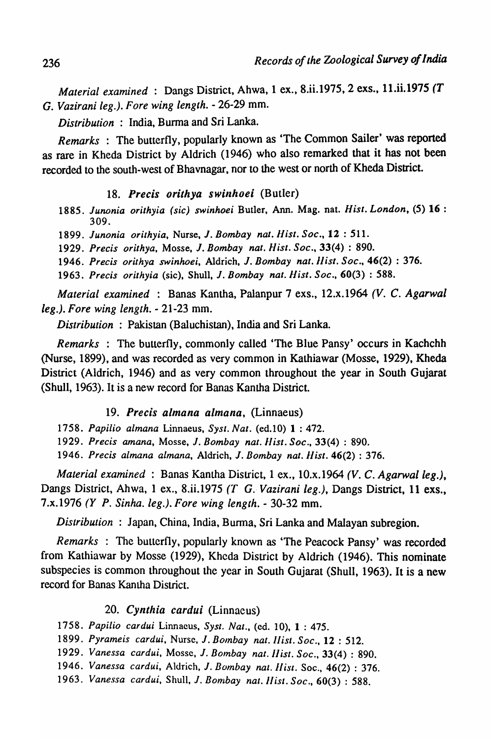*Material examined* : Dangs District, Ahwa, 1 ex., 8.ii.1975, 2 exs., 11.ii.1975 *(T G. Vazirani leg.)*. *Fore wing length*. - 26-29 mm.

*Distribution* : India, Burma and Sri Lanka.

*Remarks* : The butterfly, popularly known as 'The Common Sailer' was reported as rare in Kheda District by Aldrich (1946) who also remarked that it has not been recorded to the south-west of Bhavnagar, nor to the west or north of Kheda District.

### 18. *Precis orithya swinhoei* (Butler)

1885. *Junonia orithyia (sic) swinhoei* Butler, Ann. Mag. nat. *Hist. London*, (5) **16** : 309.

1899. *Junonia orithyia*, Nurse, *J. Bombay nat. Hist. Soc.*, **12** : 511.

1929. *Precis orithya*, Mosse, *J. Bombay nat. Hist. Soc.*, **33**(4) : 890.

1946. *Precis orithya swinhoei*, Aldrich, *J. Bombay nat. Hist. Soc.*, **46**(2) : 376.

1963. *Precis orithyia* (sic), Shull, *J. Bombay nat. Hist. Soc.*, **60**(3) : 588.

*Material examined* : Banas Kantha, Palanpur 7 exs., 12.x.1964 *(V. C. Agarwal leg.)*. *Fore wing length*. - 21-23 mm.

*Distribution* : Pakistan (Baluchistan), India and Sri Lanka.

*Remarks* : The butterfly, commonly called 'The Blue Pansy' occurs in Kachchh (Nurse, 1899), and was recorded as very common in Kathiawar (Mosse, 1929), Kheda District (Aldrich, 1946) and as very common throughout the year in South Gujarat (Shull, 1963). It is a new record for Banas Kantha District.

### 19. *Precis almana almana*, (Linnaeus)

1758. *Papilio almana* Linnaeus, *Syst. Nat.* (ed.10) **1** : 472.

1929. *Precis amana*, Mosse, *J. Bombay nat. Hist. Soc.*, **33**(4) : 890.

1946. *Precis almana almana*, Aldrich, *J. Bombay nat. Hist.* **46**(2) : 376.

*Material examined* : Banas Kantha District, 1 ex., 10.x.1964 *(V. C. Agarwal leg.)*, Dangs District, Ahwa, 1 ex., 8.ii.1975 *(T G. Vazirani leg.)*, Dangs District, 11 exs., 7.x.1976 *(Y P. Sinha. leg.)*. *Fore wing length*. - 30-32 mm.

*Distribution* : Japan, China, India, Burma, Sri Lanka and Malayan subregion.

*Remarks* : The butterfly, popularly known as 'The Peacock Pansy' was recorded from Kathiawar by Mosse (1929), Kheda District by Aldrich (1946). This nominate subspecies is common throughout the year in South Gujarat (Shull, 1963). It is a new record for Banas Kantha District.

### 20. *Cynthia cardui* (Linnaeus)

1758. *Papilio cardui* Linnaeus, *Syst. Nat.*, (ed. 10), **1** : 475.

1899. *Pyrameis cardui*, Nurse, *J. Bombay nat. Hist. Soc.*, **12** : 512.

1929. *Vanessa cardui*, Mosse, *J. Bombay nat. Hist. Soc.*, **33**(4) : 890.

1946. *Vanessa cardui*, Aldrich, *J. Bombay nat. Hist.* Soc., **46**(2) : 376.

1963. *Vanessa cardui*, Shull, *J. Bombay nat. Hist. Soc.*, **60**(3) : 588.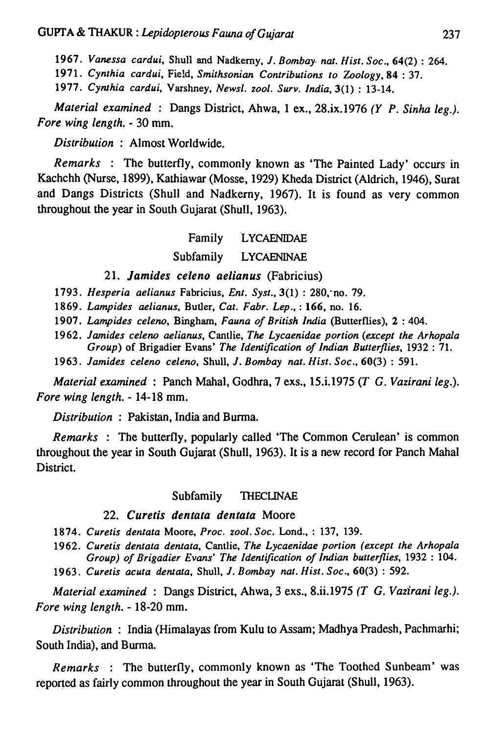1967. *Vanessa cardui*, Shull and Nadkerny, *J. Bombay nat. Hist. Soc.*, 64(2) : 264.

1971. *Cynthia cardui*, Field, *Smithsonian Contributions to Zoology*, 84 : 37.

1977. *Cynthia cardui*, Varshney, *Newsl. zool. Surv. India*, 3(1) : 13-14.

*Material examined* : Dangs District, Ahwa, 1 ex., 28.ix.1976 *(Y P. Sinha leg.)*. *Fore wing length.* - 30 mm.

*Distribution* : Almost Worldwide.

*Remarks* : The butterfly, commonly known as 'The Painted Lady' occurs in Kachchh (Nurse, 1899), Kathiawar (Mosse, 1929) Kheda District (Aldrich, 1946), Surat and Dangs Districts (Shull and Nadkerny, 1967). It is found as very common throughout the year in South Gujarat (Shull, 1963).

## Family LYCAENIDAE

### Subfamily LYCAENINAE

#### 21. *Jamides celeno aelianus* (Fabricius)

1793. *Hesperia aelianus* Fabricius, *Ent. Syst.*, 3(1) : 280, no. 79.

1869. *Lampides aelianus*, Butler, *Cat. Fabr. Lep.*, : 166, no. 16.

1907. *Lampides celeno*, Bingham, *Fauna of British India* (Butterflies), 2 : 404.

1962. *Jamides celeno aelianus*, Cantlie, *The Lycaenidae portion (except the Arhopala Group)* of Brigadier Evans' *The Identification of Indian Butterflies*, 1932 : 71.

1963. *Jamides celeno celeno*, Shull, *J. Bombay nat. Hist. Soc.*, 60(3) : 591.

*Material examined* : Panch Mahal, Godhra, 7 exs., 15.i.1975 (*T G. Vazirani leg.*). *Fore wing length.* - 14-18 mm.

*Distribution* : Pakistan, India and Burma.

*Remarks* : The butterfly, popularly called 'The Common Cerulean' is common throughout the year in South Gujarat (Shull, 1963). It is a new record for Panch Mahal District.

### Subfamily THECLINAE

#### 22. *Curetis dentata dentata* Moore

1874. *Curetis dentata* Moore, *Proc. zool. Soc.* Lond., : 137, 139.

1962. *Curetis dentata dentata*, Cantlie, *The Lycaenidae portion (except the Arhopala Group) of Brigadier Evans' The Identification of Indian butterflies*, 1932 : 104.

1963. *Curetis acuta dentata*, Shull, *J. Bombay nat. Hist. Soc.*, 60(3) : 592.

*Material examined* : Dangs District, Ahwa, 3 exs., 8.ii.1975 *(T G. Vazirani leg.)*. *Fore wing length.* - 18-20 mm.

*Distribution* : India (Himalayas from Kulu to Assam; Madhya Pradesh, Pachmarhi; South India), and Burma.

*Remarks* : The butterfly, commonly known as 'The Toothed Sunbeam' was reported as fairly common throughout the year in South Gujarat (Shull, 1963).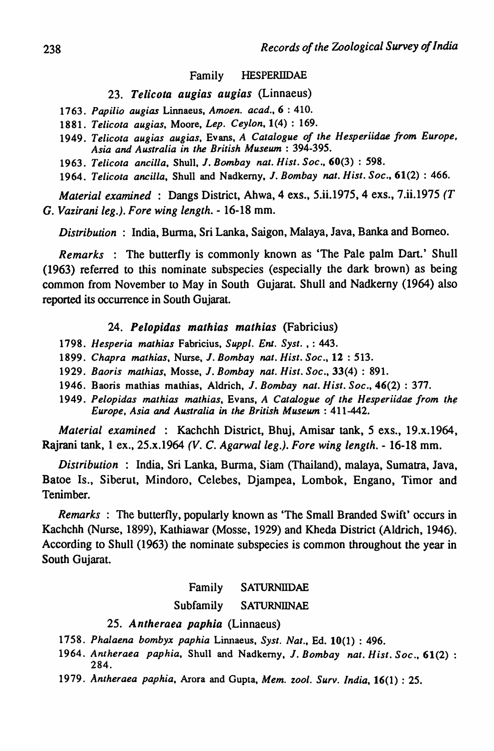### Family HESPERIIDAE

#### 23. *Telicota augias augias* (Linnaeus)

1763. *Papilio augias* Linnaeus, *Amoen. acad.*, **6** : 410.

1881. *Telicota augias*, Moore, *Lep. Ceylon*, **1**(4) : 169.

1949. *Telicota augias augias*, Evans, *A Catalogue of the Hesperiidae from Europe, Asia and Australia in the British Museum* : 394-395.

1963. *Telicota ancilla*, Shull, *J. Bombay nat. Hist. Soc.*, **60**(3) : 598.

1964. *Telicota ancilla*, Shull and Nadkerny, *J. Bombay nat. Hist. Soc.*, **61**(2) : 466.

*Material examined* : Dangs District, Ahwa, 4 exs., 5.ii.1975, 4 exs., 7.ii.1975 *(T G. Vazirani leg.)*. *Fore wing length.* - 16-18 mm.

*Distribution* : India, Burma, Sri Lanka, Saigon, Malaya, Java, Banka and Borneo.

*Remarks* : The butterfly is commonly known as 'The Pale palm Dart.' Shull (1963) referred to this nominate subspecies (especially the dark brown) as being common from November to May in South Gujarat. Shull and Nadkerny (1964) also reported its occurrence in South Gujarat.

#### 24. *Pelopidas mathias mathias* (Fabricius)

1798. *Hesperia mathias* Fabricius, *Suppl. Ent. Syst.* , : 443.

1899. *Chapra mathias*, Nurse, *J. Bombay nat. Hist. Soc.*, **12** : 513.

1929. *Baoris mathias*, Mosse, *J. Bombay nat. Hist. Soc.*, **33**(4) : 891.

1946. Baoris mathias mathias, Aldrich, *J. Bombay nat. Hist. Soc.*, **46**(2) : 377.

1949. *Pelopidas mathias mathias*, Evans, *A Catalogue of the Hesperiidae from the Europe, Asia and Australia in the British Museum* : 411-442.

*Material examined* : Kachchh District, Bhuj, Amisar tank, 5 exs., 19.x.1964, Rajrani tank, 1 ex., 25.x.1964 *(V. C. Agarwal leg.)*. *Fore wing length.* - 16-18 mm.

*Distribution* : India, Sri Lanka, Burma, Siam (Thailand), malaya, Sumatra, Java, Batoe Is., Siberut, Mindoro, Celebes, Djampea, Lombok, Engano, Timor and Tenimber.

*Remarks* : The butterfly, popularly known as 'The Small Branded Swift' occurs in Kachchh (Nurse, 1899), Kathiawar (Mosse, 1929) and Kheda District (Aldrich, 1946). According to Shull (1963) the nominate subspecies is common throughout the year in South Gujarat.

### Family SATURNIIDAE

### Subfamily SATURNIINAE

#### 25. *Antheraea paphia* (Linnaeus)

1758. *Phalaena bombyx paphia* Linnaeus, *Syst. Nat.*, Ed. **10**(1) : 496.

1964. *Antheraea paphia*, Shull and Nadkerny, *J. Bombay nat. Hist. Soc.*, **61**(2) : 284.

1979. *Antheraea paphia*, Arora and Gupta, *Mem. zool. Surv. India*, **16**(1) : 25.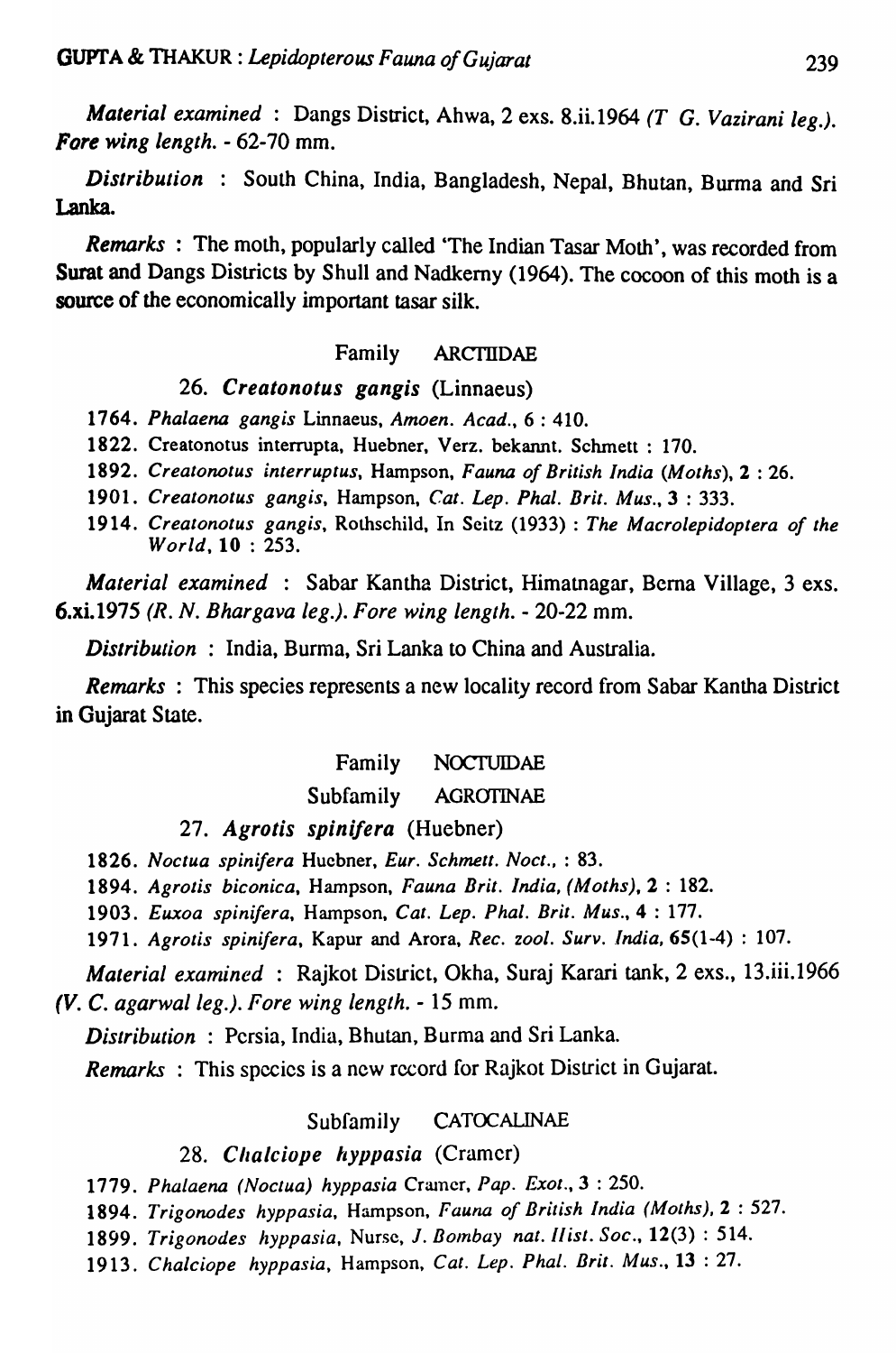*Material examined* : Dangs District, Ahwa, 2 exs. 8.ii.1964 *(T G. Vazirani leg.)*. *Fore wing length*. - 62-70 mm.

*Distribution* : South China, India, Bangladesh, Nepal, Bhutan, Burma and Sri Lanka.

*Remarks* : The moth, popularly called 'The Indian Tasar Moth', was recorded from Surat and Dangs Districts by Shull and Nadkerny (1964). The cocoon of this moth is a source of the economically important tasar silk.

Family ARCTIIDAE

### 26. *Creatonotus gangis* (Linnaeus)

1764. *Phalaena gangis* Linnaeus, *Amoen. Acad.*, 6 : 410.

1822. Creatonotus interrupta, Huebner, Verz. bekannt. Schmett : 170.

1892. *Creatonotus interruptus*, Hampson, *Fauna of British India (Moths)*, 2 : 26.

1901. *Creatonotus gangis*, Hampson, *Cat. Lep. Phal. Brit. Mus.*, 3 : 333.

1914. *Creatonotus gangis*, Rothschild, In Seitz (1933) : *The Macrolepidoptera of the World*, 10 : 253.

*Material examined* : Sabar Kantha District, Himatnagar, Berna Village, 3 exs. 6.xi.1975 *(R. N. Bhargava leg.)*. *Fore wing length*. - 20-22 mm.

*Distribution* : India, Burma, Sri Lanka to China and Australia.

*Remarks* : This species represents a new locality record from Sabar Kantha District in Gujarat State.

Family NOCTUIDAE

Subfamily AGROTINAE

### 27. *Agrotis spinifera* (Huebner)

1826. *Noctua spinifera* Huebner, *Eur. Schmett. Noct.*, : 83.

1894. *Agrotis biconica*, Hampson, *Fauna Brit. India, (Moths)*, 2 : 182.

1903. *Euxoa spinifera*, Hampson, *Cat. Lep. Phal. Brit. Mus.*, 4 : 177.

1971. *Agrotis spinifera*, Kapur and Arora, *Rec. zool. Surv. India*, 65(1-4) : 107.

*Material examined* : Rajkot District, Okha, Suraj Karari tank, 2 exs., 13.iii.1966 *(V. C. agarwal leg.)*. *Fore wing length*. - 15 mm.

*Distribution* : Persia, India, Bhutan, Burma and Sri Lanka.

*Remarks* : This species is a new record for Rajkot District in Gujarat.

Subfamily CATOCALINAE

### 28. *Chalciope hyppasia* (Cramer)

1779. *Phalaena (Noctua) hyppasia* Cramer, *Pap. Exot.*, 3 : 250.

1894. *Trigonodes hyppasia*, Hampson, *Fauna of British India (Moths)*, 2 : 527.

1899. *Trigonodes hyppasia*, Nurse, *J. Bombay nat. Hist. Soc.*, 12(3) : 514.

1913. *Chalciope hyppasia*, Hampson, *Cat. Lep. Phal. Brit. Mus.*, 13 : 27.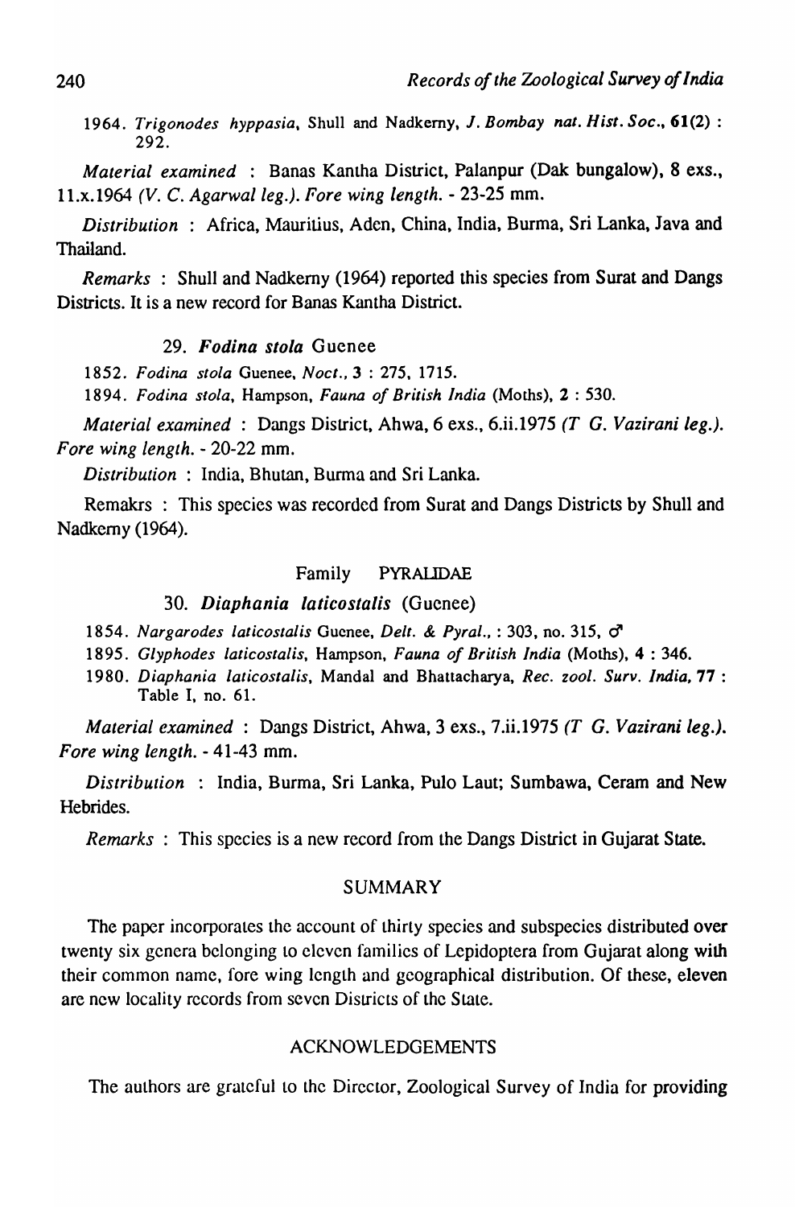1964. *Trigonodes hyppasia*, Shull and Nadkerny, *J. Bombay nat. Hist. Soc.*, **61**(2) : 292.

*Material examined* : Banas Kantha District, Palanpur (Dak bungalow), 8 exs., 11.x.1964 *(V. C. Agarwal leg.)*. *Fore wing length*. - 23-25 mm.

*Distribution* : Africa, Mauritius, Aden, China, India, Burma, Sri Lanka, Java and Thailand.

*Remarks* : Shull and Nadkerny (1964) reported this species from Surat and Dangs Districts. It is a new record for Banas Kantha District.

### 29. *Fodina stola* Guenee

1852. *Fodina stola* Guenee, *Noct.*, **3** : 275, 1715.

1894. *Fodina stola*, Hampson, *Fauna of British India* (Moths), **2** : 530.

*Material examined* : Dangs District, Ahwa, 6 exs., 6.ii.1975 *(T G. Vazirani leg.)*. *Fore wing length*. - 20-22 mm.

*Distribution* : India, Bhutan, Burma and Sri Lanka.

Remakrs : This species was recorded from Surat and Dangs Districts by Shull and Nadkerny (1964).

## Family PYRALIDAE

### 30. *Diaphania laticostalis* (Guenee)

1854. *Nargarodes laticostalis* Guenee, *Delt. & Pyral.*, : 303, no. 315, ♂

1895. *Glyphodes laticostalis*, Hampson, *Fauna of British India* (Moths), **4** : 346.

1980. *Diaphania laticostalis*, Mandal and Bhattacharya, *Rec. zool. Surv. India*, **77** : Table I, no. 61.

*Material examined* : Dangs District, Ahwa, 3 exs., 7.ii.1975 *(T G. Vazirani leg.)*. *Fore wing length*. - 41-43 mm.

*Distribution* : India, Burma, Sri Lanka, Pulo Laut; Sumbawa, Ceram and New Hebrides.

*Remarks* : This species is a new record from the Dangs District in Gujarat State.

## SUMMARY

The paper incorporates the account of thirty species and subspecies distributed over twenty six genera belonging to eleven families of Lepidoptera from Gujarat along with their common name, fore wing length and geographical distribution. Of these, eleven are new locality records from seven Districts of the State.

## ACKNOWLEDGEMENTS

The authors are grateful to the Director, Zoological Survey of India for providing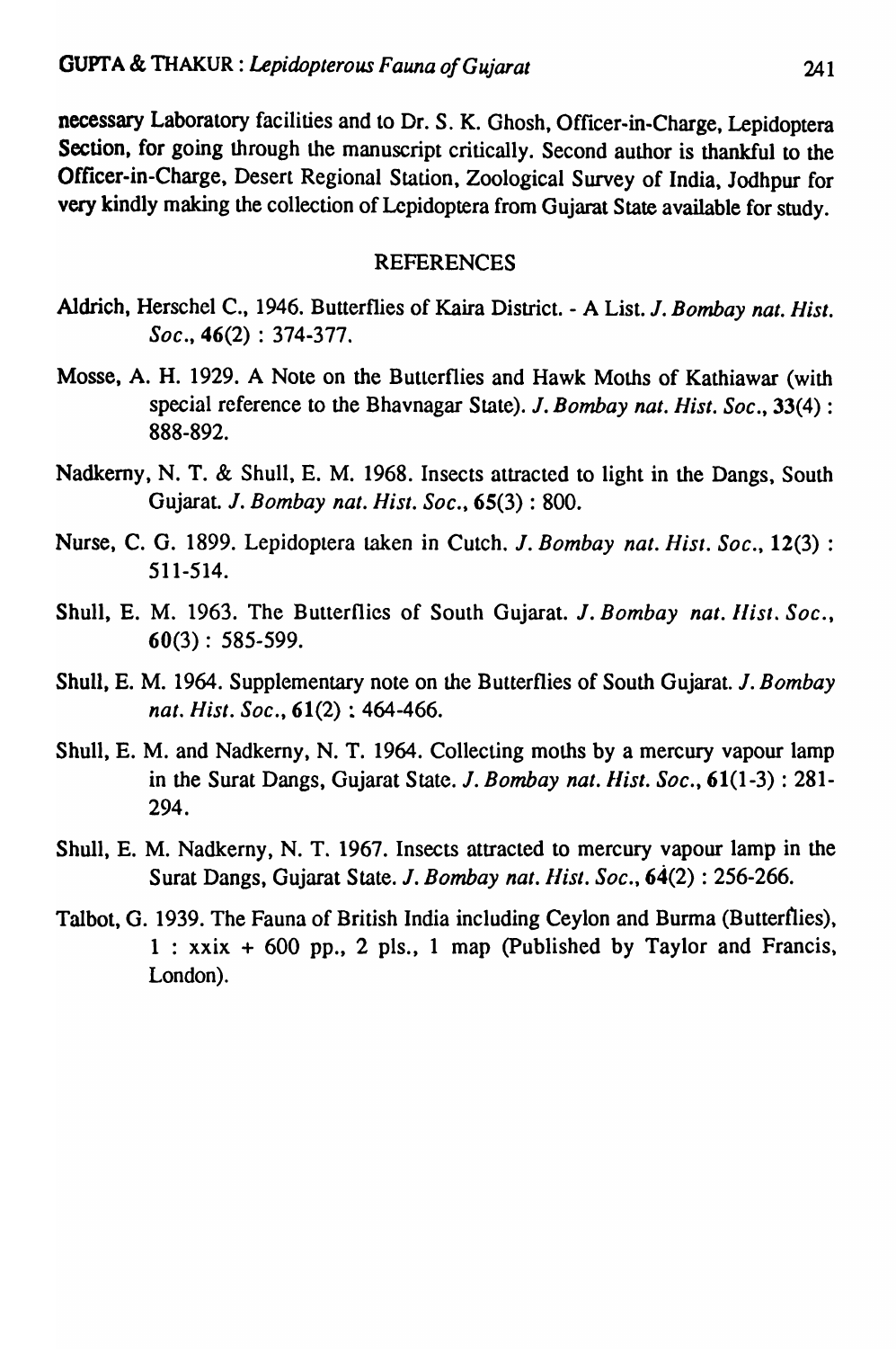necessary Laboratory facilities and to Dr. S. K. Ghosh, Officer-in-Charge, Lepidoptera Section, for going through the manuscript critically. Second author is thankful to the Officer-in-Charge, Desert Regional Station, Zoological Survey of India, Jodhpur for very kindly making the collection of Lepidoptera from Gujarat State available for study.

## REFERENCES

Aldrich, Herschel C., 1946. Butterflies of Kaira District. - A List. *J. Bombay nat. Hist. Soc.*, **46**(2) : 374-377.

Mosse, A. H. 1929. A Note on the Butterflies and Hawk Moths of Kathiawar (with special reference to the Bhavnagar State). *J. Bombay nat. Hist. Soc.*, **33**(4) : 888-892.

Nadkerny, N. T. & Shull, E. M. 1968. Insects attracted to light in the Dangs, South Gujarat. *J. Bombay nat. Hist. Soc.*, **65**(3) : 800.

Nurse, C. G. 1899. Lepidoptera taken in Cutch. *J. Bombay nat. Hist. Soc.*, **12**(3) : 511-514.

Shull, E. M. 1963. The Butterflies of South Gujarat. *J. Bombay nat. Hist. Soc.*, **60**(3) : 585-599.

Shull, E. M. 1964. Supplementary note on the Butterflies of South Gujarat. *J. Bombay nat. Hist. Soc.*, **61**(2) : 464-466.

Shull, E. M. and Nadkerny, N. T. 1964. Collecting moths by a mercury vapour lamp in the Surat Dangs, Gujarat State. *J. Bombay nat. Hist. Soc.*, **61**(1-3) : 281-294.

Shull, E. M. Nadkerny, N. T. 1967. Insects attracted to mercury vapour lamp in the Surat Dangs, Gujarat State. *J. Bombay nat. Hist. Soc.*, **64**(2) : 256-266.

Talbot, G. 1939. The Fauna of British India including Ceylon and Burma (Butterflies), 1 : xxix + 600 pp., 2 pls., 1 map (Published by Taylor and Francis, London).